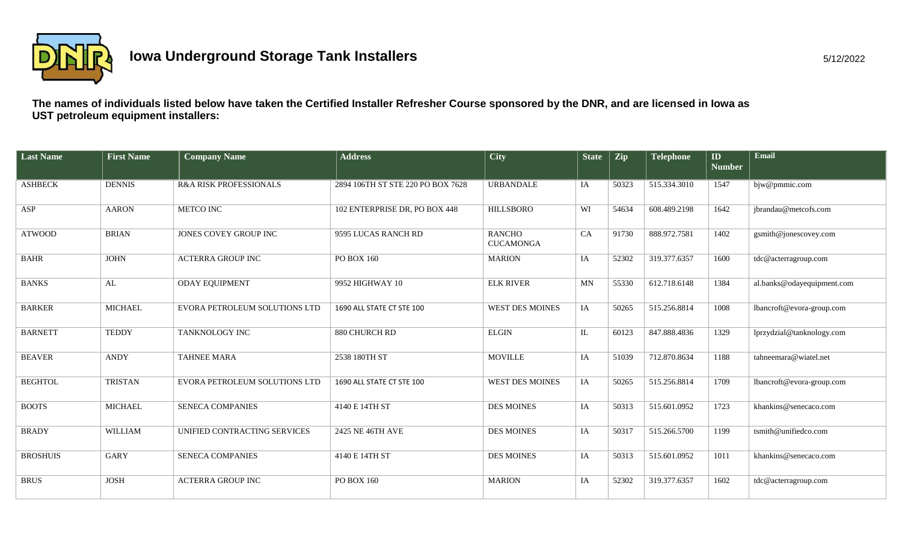# Iowa Underground Storage Tank Installers

5/12/2022

**The names of individuals listed below have taken the Certified Installer Refresher Course sponsored by the DNR, and are licensed in Iowa as UST petroleum equipment installers:**

| Last Name | First Name | Company Name | Address | City | State | Zip | Telephone | ID Number | Email |
|---|---|---|---|---|---|---|---|---|---|
| ASHBECK | DENNIS | R&A RISK PROFESSIONALS | 2894 106TH ST STE 220 PO BOX 7628 | URBANDALE | IA | 50323 | 515.334.3010 | 1547 | bjw@pmmic.com |
| ASP | AARON | METCO INC | 102 ENTERPRISE DR, PO BOX 448 | HILLSBORO | WI | 54634 | 608.489.2198 | 1642 | jbrandau@metcofs.com |
| ATWOOD | BRIAN | JONES COVEY GROUP INC | 9595 LUCAS RANCH RD | RANCHO CUCAMONGA | CA | 91730 | 888.972.7581 | 1402 | gsmith@jonescovey.com |
| BAHR | JOHN | ACTERRA GROUP INC | PO BOX 160 | MARION | IA | 52302 | 319.377.6357 | 1600 | tdc@acterragroup.com |
| BANKS | AL | ODAY EQUIPMENT | 9952 HIGHWAY 10 | ELK RIVER | MN | 55330 | 612.718.6148 | 1384 | al.banks@odayequipment.com |
| BARKER | MICHAEL | EVORA PETROLEUM SOLUTIONS LTD | 1690 ALL STATE CT STE 100 | WEST DES MOINES | IA | 50265 | 515.256.8814 | 1008 | lbancroft@evora-group.com |
| BARNETT | TEDDY | TANKNOLOGY INC | 880 CHURCH RD | ELGIN | IL | 60123 | 847.888.4836 | 1329 | lprzydzial@tanknology.com |
| BEAVER | ANDY | TAHNEE MARA | 2538 180TH ST | MOVILLE | IA | 51039 | 712.870.8634 | 1188 | tahneemara@wiatel.net |
| BEGHTOL | TRISTAN | EVORA PETROLEUM SOLUTIONS LTD | 1690 ALL STATE CT STE 100 | WEST DES MOINES | IA | 50265 | 515.256.8814 | 1709 | lbancroft@evora-group.com |
| BOOTS | MICHAEL | SENECA COMPANIES | 4140 E 14TH ST | DES MOINES | IA | 50313 | 515.601.0952 | 1723 | khankins@senecaco.com |
| BRADY | WILLIAM | UNIFIED CONTRACTING SERVICES | 2425 NE 46TH AVE | DES MOINES | IA | 50317 | 515.266.5700 | 1199 | tsmith@unifiedco.com |
| BROSHUIS | GARY | SENECA COMPANIES | 4140 E 14TH ST | DES MOINES | IA | 50313 | 515.601.0952 | 1011 | khankins@senecaco.com |
| BRUS | JOSH | ACTERRA GROUP INC | PO BOX 160 | MARION | IA | 52302 | 319.377.6357 | 1602 | tdc@acterragroup.com |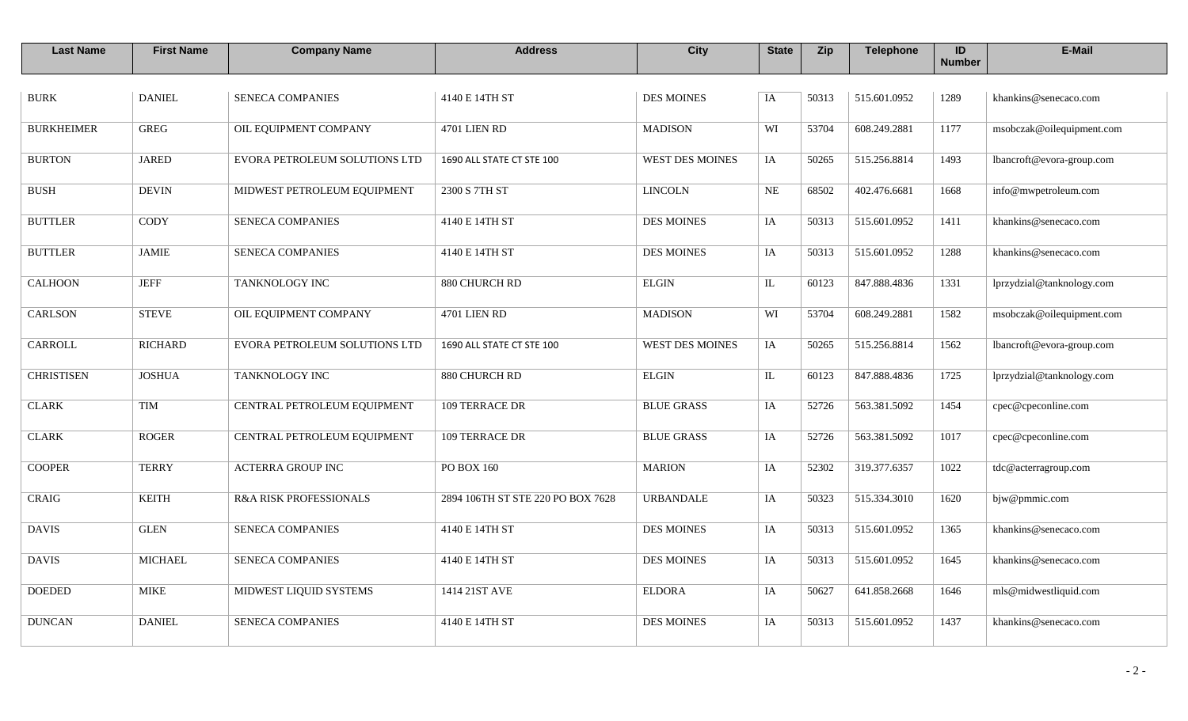| Last Name | First Name | Company Name | Address | City | State | Zip | Telephone | ID Number | E-Mail |
|---|---|---|---|---|---|---|---|---|---|
| BURK | DANIEL | SENECA COMPANIES | 4140 E 14TH ST | DES MOINES | IA | 50313 | 515.601.0952 | 1289 | khankins@senecaco.com |
| BURKHEIMER | GREG | OIL EQUIPMENT COMPANY | 4701 LIEN RD | MADISON | WI | 53704 | 608.249.2881 | 1177 | msobczak@oilequipment.com |
| BURTON | JARED | EVORA PETROLEUM SOLUTIONS LTD | 1690 ALL STATE CT STE 100 | WEST DES MOINES | IA | 50265 | 515.256.8814 | 1493 | lbancroft@evora-group.com |
| BUSH | DEVIN | MIDWEST PETROLEUM EQUIPMENT | 2300 S 7TH ST | LINCOLN | NE | 68502 | 402.476.6681 | 1668 | info@mwpetroleum.com |
| BUTTLER | CODY | SENECA COMPANIES | 4140 E 14TH ST | DES MOINES | IA | 50313 | 515.601.0952 | 1411 | khankins@senecaco.com |
| BUTTLER | JAMIE | SENECA COMPANIES | 4140 E 14TH ST | DES MOINES | IA | 50313 | 515.601.0952 | 1288 | khankins@senecaco.com |
| CALHOON | JEFF | TANKNOLOGY INC | 880 CHURCH RD | ELGIN | IL | 60123 | 847.888.4836 | 1331 | lprzydzial@tanknology.com |
| CARLSON | STEVE | OIL EQUIPMENT COMPANY | 4701 LIEN RD | MADISON | WI | 53704 | 608.249.2881 | 1582 | msobczak@oilequipment.com |
| CARROLL | RICHARD | EVORA PETROLEUM SOLUTIONS LTD | 1690 ALL STATE CT STE 100 | WEST DES MOINES | IA | 50265 | 515.256.8814 | 1562 | lbancroft@evora-group.com |
| CHRISTISEN | JOSHUA | TANKNOLOGY INC | 880 CHURCH RD | ELGIN | IL | 60123 | 847.888.4836 | 1725 | lprzydzial@tanknology.com |
| CLARK | TIM | CENTRAL PETROLEUM EQUIPMENT | 109 TERRACE DR | BLUE GRASS | IA | 52726 | 563.381.5092 | 1454 | cpec@cpeconline.com |
| CLARK | ROGER | CENTRAL PETROLEUM EQUIPMENT | 109 TERRACE DR | BLUE GRASS | IA | 52726 | 563.381.5092 | 1017 | cpec@cpeconline.com |
| COOPER | TERRY | ACTERRA GROUP INC | PO BOX 160 | MARION | IA | 52302 | 319.377.6357 | 1022 | tdc@acterragroup.com |
| CRAIG | KEITH | R&A RISK PROFESSIONALS | 2894 106TH ST STE 220 PO BOX 7628 | URBANDALE | IA | 50323 | 515.334.3010 | 1620 | bjw@pmmic.com |
| DAVIS | GLEN | SENECA COMPANIES | 4140 E 14TH ST | DES MOINES | IA | 50313 | 515.601.0952 | 1365 | khankins@senecaco.com |
| DAVIS | MICHAEL | SENECA COMPANIES | 4140 E 14TH ST | DES MOINES | IA | 50313 | 515.601.0952 | 1645 | khankins@senecaco.com |
| DOEDED | MIKE | MIDWEST LIQUID SYSTEMS | 1414 21ST AVE | ELDORA | IA | 50627 | 641.858.2668 | 1646 | mls@midwestliquid.com |
| DUNCAN | DANIEL | SENECA COMPANIES | 4140 E 14TH ST | DES MOINES | IA | 50313 | 515.601.0952 | 1437 | khankins@senecaco.com |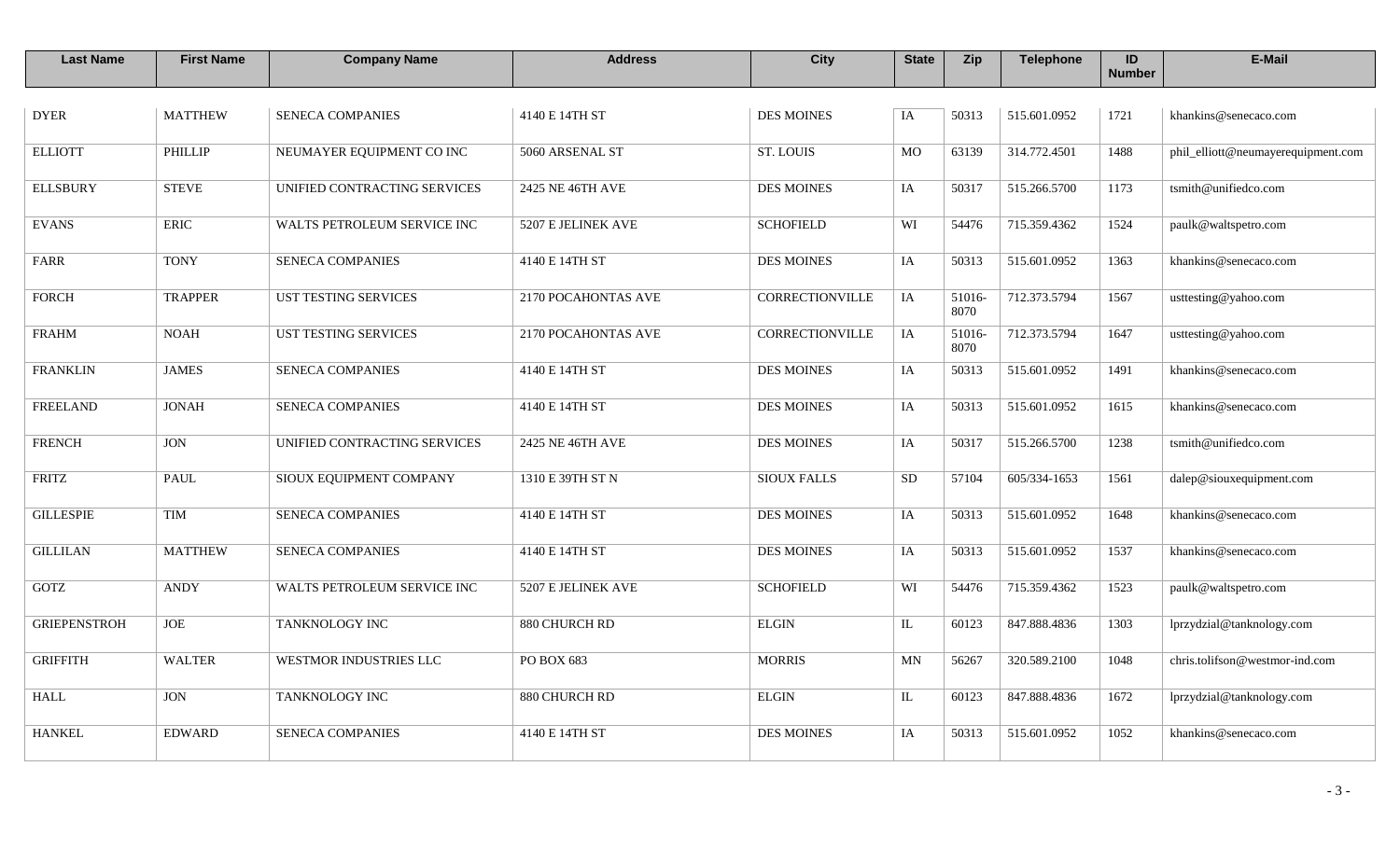| Last Name | First Name | Company Name | Address | City | State | Zip | Telephone | ID Number | E-Mail |
|---|---|---|---|---|---|---|---|---|---|
| DYER | MATTHEW | SENECA COMPANIES | 4140 E 14TH ST | DES MOINES | IA | 50313 | 515.601.0952 | 1721 | khankins@senecaco.com |
| ELLIOTT | PHILLIP | NEUMAYER EQUIPMENT CO INC | 5060 ARSENAL ST | ST. LOUIS | MO | 63139 | 314.772.4501 | 1488 | phil_elliott@neumayerequipment.com |
| ELLSBURY | STEVE | UNIFIED CONTRACTING SERVICES | 2425 NE 46TH AVE | DES MOINES | IA | 50317 | 515.266.5700 | 1173 | tsmith@unifiedco.com |
| EVANS | ERIC | WALTS PETROLEUM SERVICE INC | 5207 E JELINEK AVE | SCHOFIELD | WI | 54476 | 715.359.4362 | 1524 | paulk@waltspetro.com |
| FARR | TONY | SENECA COMPANIES | 4140 E 14TH ST | DES MOINES | IA | 50313 | 515.601.0952 | 1363 | khankins@senecaco.com |
| FORCH | TRAPPER | UST TESTING SERVICES | 2170 POCAHONTAS AVE | CORRECTIONVILLE | IA | 51016-8070 | 712.373.5794 | 1567 | usttesting@yahoo.com |
| FRAHM | NOAH | UST TESTING SERVICES | 2170 POCAHONTAS AVE | CORRECTIONVILLE | IA | 51016-8070 | 712.373.5794 | 1647 | usttesting@yahoo.com |
| FRANKLIN | JAMES | SENECA COMPANIES | 4140 E 14TH ST | DES MOINES | IA | 50313 | 515.601.0952 | 1491 | khankins@senecaco.com |
| FREELAND | JONAH | SENECA COMPANIES | 4140 E 14TH ST | DES MOINES | IA | 50313 | 515.601.0952 | 1615 | khankins@senecaco.com |
| FRENCH | JON | UNIFIED CONTRACTING SERVICES | 2425 NE 46TH AVE | DES MOINES | IA | 50317 | 515.266.5700 | 1238 | tsmith@unifiedco.com |
| FRITZ | PAUL | SIOUX EQUIPMENT COMPANY | 1310 E 39TH ST N | SIOUX FALLS | SD | 57104 | 605/334-1653 | 1561 | dalep@siouxequipment.com |
| GILLESPIE | TIM | SENECA COMPANIES | 4140 E 14TH ST | DES MOINES | IA | 50313 | 515.601.0952 | 1648 | khankins@senecaco.com |
| GILLILAN | MATTHEW | SENECA COMPANIES | 4140 E 14TH ST | DES MOINES | IA | 50313 | 515.601.0952 | 1537 | khankins@senecaco.com |
| GOTZ | ANDY | WALTS PETROLEUM SERVICE INC | 5207 E JELINEK AVE | SCHOFIELD | WI | 54476 | 715.359.4362 | 1523 | paulk@waltspetro.com |
| GRIEPENSTROH | JOE | TANKNOLOGY INC | 880 CHURCH RD | ELGIN | IL | 60123 | 847.888.4836 | 1303 | lprzydzial@tanknology.com |
| GRIFFITH | WALTER | WESTMOR INDUSTRIES LLC | PO BOX 683 | MORRIS | MN | 56267 | 320.589.2100 | 1048 | chris.tolifson@westmor-ind.com |
| HALL | JON | TANKNOLOGY INC | 880 CHURCH RD | ELGIN | IL | 60123 | 847.888.4836 | 1672 | lprzydzial@tanknology.com |
| HANKEL | EDWARD | SENECA COMPANIES | 4140 E 14TH ST | DES MOINES | IA | 50313 | 515.601.0952 | 1052 | khankins@senecaco.com |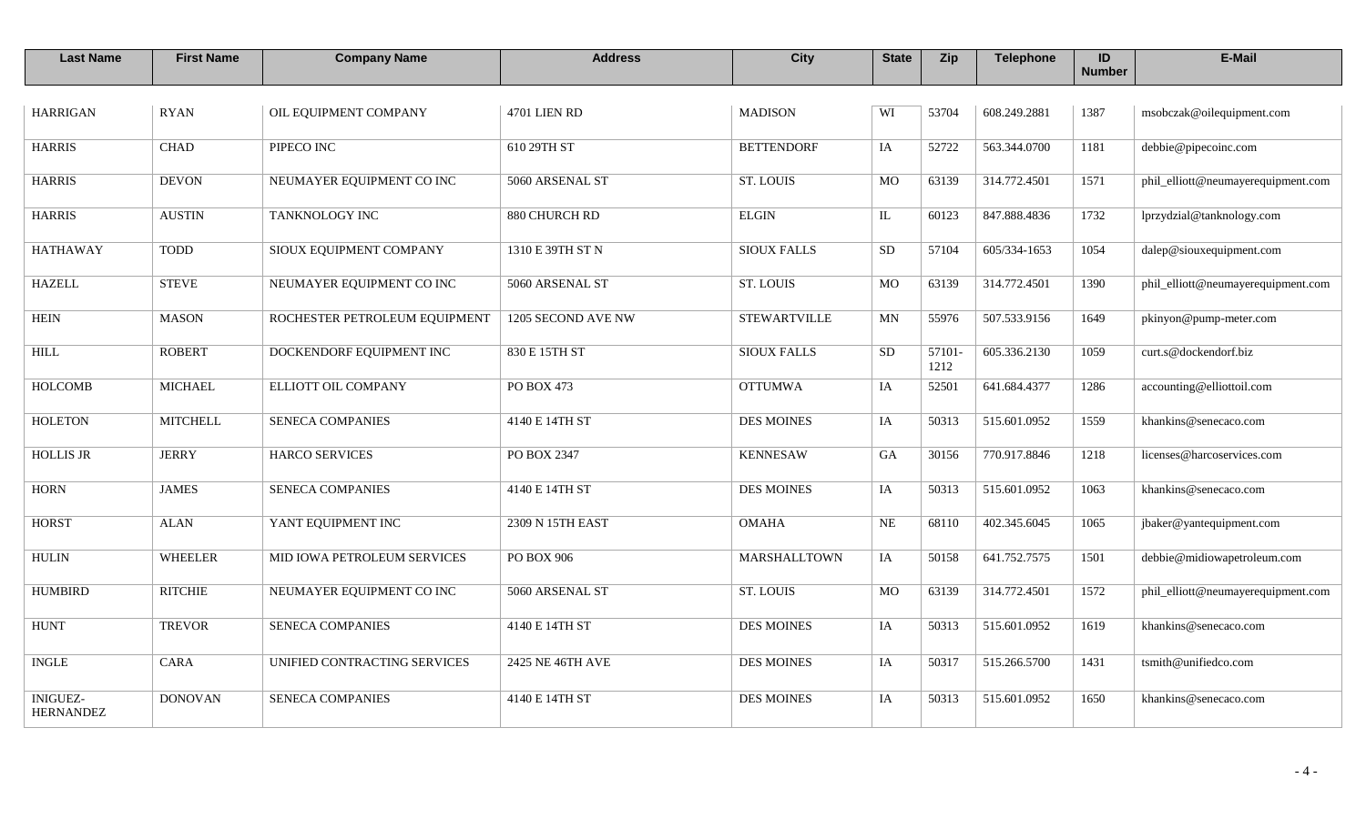| Last Name | First Name | Company Name | Address | City | State | Zip | Telephone | ID Number | E-Mail |
|---|---|---|---|---|---|---|---|---|---|
| HARRIGAN | RYAN | OIL EQUIPMENT COMPANY | 4701 LIEN RD | MADISON | WI | 53704 | 608.249.2881 | 1387 | msobczak@oilequipment.com |
| HARRIS | CHAD | PIPECO INC | 610 29TH ST | BETTENDORF | IA | 52722 | 563.344.0700 | 1181 | debbie@pipecoinc.com |
| HARRIS | DEVON | NEUMAYER EQUIPMENT CO INC | 5060 ARSENAL ST | ST. LOUIS | MO | 63139 | 314.772.4501 | 1571 | phil_elliott@neumayerequipment.com |
| HARRIS | AUSTIN | TANKNOLOGY INC | 880 CHURCH RD | ELGIN | IL | 60123 | 847.888.4836 | 1732 | lprzydzial@tanknology.com |
| HATHAWAY | TODD | SIOUX EQUIPMENT COMPANY | 1310 E 39TH ST N | SIOUX FALLS | SD | 57104 | 605/334-1653 | 1054 | dalep@siouxequipment.com |
| HAZELL | STEVE | NEUMAYER EQUIPMENT CO INC | 5060 ARSENAL ST | ST. LOUIS | MO | 63139 | 314.772.4501 | 1390 | phil_elliott@neumayerequipment.com |
| HEIN | MASON | ROCHESTER PETROLEUM EQUIPMENT | 1205 SECOND AVE NW | STEWARTVILLE | MN | 55976 | 507.533.9156 | 1649 | pkinyon@pump-meter.com |
| HILL | ROBERT | DOCKENDORF EQUIPMENT INC | 830 E 15TH ST | SIOUX FALLS | SD | 57101-1212 | 605.336.2130 | 1059 | curt.s@dockendorf.biz |
| HOLCOMB | MICHAEL | ELLIOTT OIL COMPANY | PO BOX 473 | OTTUMWA | IA | 52501 | 641.684.4377 | 1286 | accounting@elliottoil.com |
| HOLETON | MITCHELL | SENECA COMPANIES | 4140 E 14TH ST | DES MOINES | IA | 50313 | 515.601.0952 | 1559 | khankins@senecaco.com |
| HOLLIS JR | JERRY | HARCO SERVICES | PO BOX 2347 | KENNESAW | GA | 30156 | 770.917.8846 | 1218 | licenses@harcoservices.com |
| HORN | JAMES | SENECA COMPANIES | 4140 E 14TH ST | DES MOINES | IA | 50313 | 515.601.0952 | 1063 | khankins@senecaco.com |
| HORST | ALAN | YANT EQUIPMENT INC | 2309 N 15TH EAST | OMAHA | NE | 68110 | 402.345.6045 | 1065 | jbaker@yantequipment.com |
| HULIN | WHEELER | MID IOWA PETROLEUM SERVICES | PO BOX 906 | MARSHALLTOWN | IA | 50158 | 641.752.7575 | 1501 | debbie@midiowapetroleum.com |
| HUMBIRD | RITCHIE | NEUMAYER EQUIPMENT CO INC | 5060 ARSENAL ST | ST. LOUIS | MO | 63139 | 314.772.4501 | 1572 | phil_elliott@neumayerequipment.com |
| HUNT | TREVOR | SENECA COMPANIES | 4140 E 14TH ST | DES MOINES | IA | 50313 | 515.601.0952 | 1619 | khankins@senecaco.com |
| INGLE | CARA | UNIFIED CONTRACTING SERVICES | 2425 NE 46TH AVE | DES MOINES | IA | 50317 | 515.266.5700 | 1431 | tsmith@unifiedco.com |
| INIGUEZ-HERNANDEZ | DONOVAN | SENECA COMPANIES | 4140 E 14TH ST | DES MOINES | IA | 50313 | 515.601.0952 | 1650 | khankins@senecaco.com |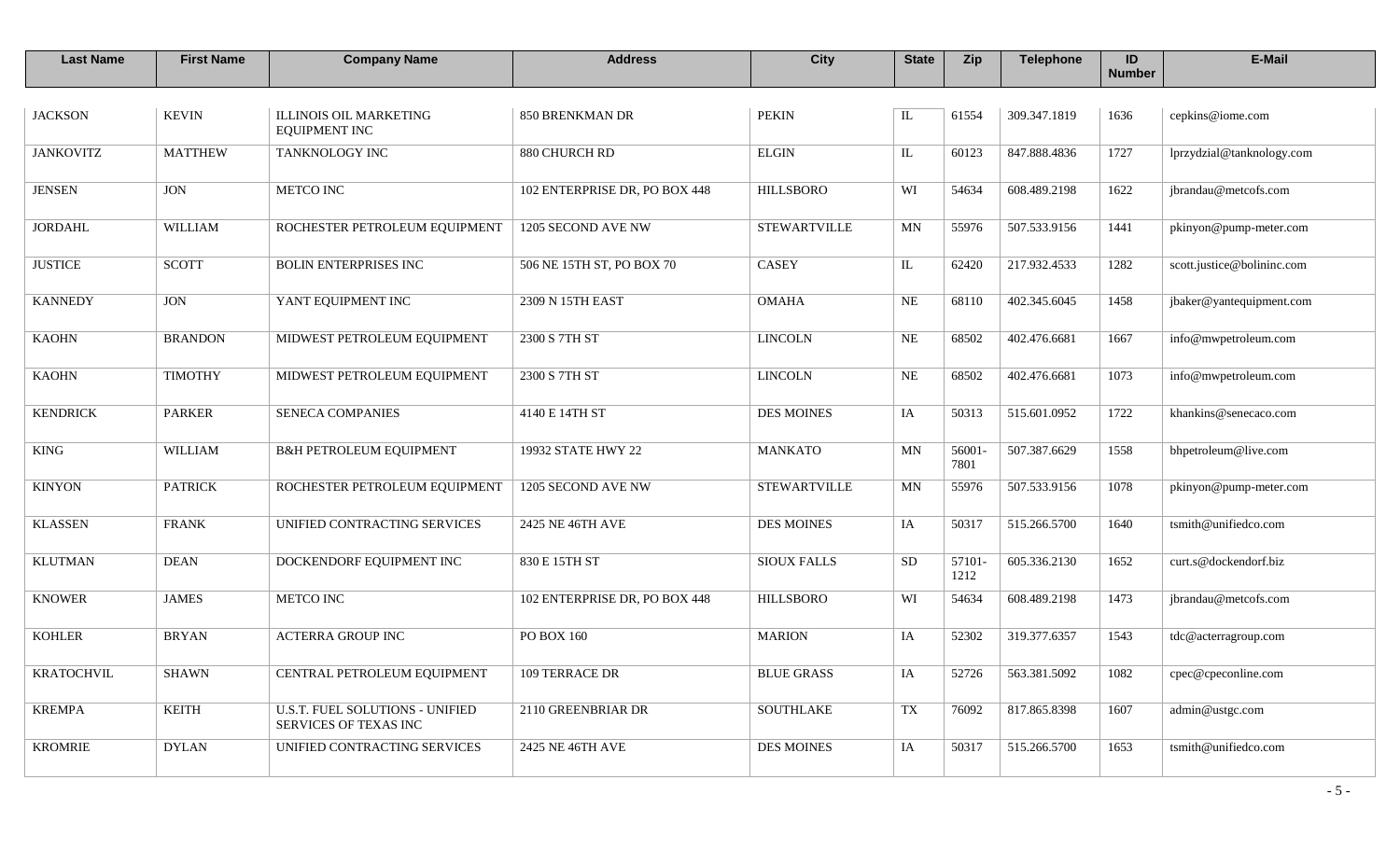| Last Name | First Name | Company Name | Address | City | State | Zip | Telephone | ID Number | E-Mail |
|---|---|---|---|---|---|---|---|---|---|
| JACKSON | KEVIN | ILLINOIS OIL MARKETING EQUIPMENT INC | 850 BRENKMAN DR | PEKIN | IL | 61554 | 309.347.1819 | 1636 | cepkins@iome.com |
| JANKOVITZ | MATTHEW | TANKNOLOGY INC | 880 CHURCH RD | ELGIN | IL | 60123 | 847.888.4836 | 1727 | lprzydzial@tanknology.com |
| JENSEN | JON | METCO INC | 102 ENTERPRISE DR, PO BOX 448 | HILLSBORO | WI | 54634 | 608.489.2198 | 1622 | jbrandau@metcofs.com |
| JORDAHL | WILLIAM | ROCHESTER PETROLEUM EQUIPMENT | 1205 SECOND AVE NW | STEWARTVILLE | MN | 55976 | 507.533.9156 | 1441 | pkinyon@pump-meter.com |
| JUSTICE | SCOTT | BOLIN ENTERPRISES INC | 506 NE 15TH ST, PO BOX 70 | CASEY | IL | 62420 | 217.932.4533 | 1282 | scott.justice@bolininc.com |
| KANNEDY | JON | YANT EQUIPMENT INC | 2309 N 15TH EAST | OMAHA | NE | 68110 | 402.345.6045 | 1458 | jbaker@yantequipment.com |
| KAOHN | BRANDON | MIDWEST PETROLEUM EQUIPMENT | 2300 S 7TH ST | LINCOLN | NE | 68502 | 402.476.6681 | 1667 | info@mwpetroleum.com |
| KAOHN | TIMOTHY | MIDWEST PETROLEUM EQUIPMENT | 2300 S 7TH ST | LINCOLN | NE | 68502 | 402.476.6681 | 1073 | info@mwpetroleum.com |
| KENDRICK | PARKER | SENECA COMPANIES | 4140 E 14TH ST | DES MOINES | IA | 50313 | 515.601.0952 | 1722 | khankins@senecaco.com |
| KING | WILLIAM | B&H PETROLEUM EQUIPMENT | 19932 STATE HWY 22 | MANKATO | MN | 56001-7801 | 507.387.6629 | 1558 | bhpetroleum@live.com |
| KINYON | PATRICK | ROCHESTER PETROLEUM EQUIPMENT | 1205 SECOND AVE NW | STEWARTVILLE | MN | 55976 | 507.533.9156 | 1078 | pkinyon@pump-meter.com |
| KLASSEN | FRANK | UNIFIED CONTRACTING SERVICES | 2425 NE 46TH AVE | DES MOINES | IA | 50317 | 515.266.5700 | 1640 | tsmith@unifiedco.com |
| KLUTMAN | DEAN | DOCKENDORF EQUIPMENT INC | 830 E 15TH ST | SIOUX FALLS | SD | 57101-1212 | 605.336.2130 | 1652 | curt.s@dockendorf.biz |
| KNOWER | JAMES | METCO INC | 102 ENTERPRISE DR, PO BOX 448 | HILLSBORO | WI | 54634 | 608.489.2198 | 1473 | jbrandau@metcofs.com |
| KOHLER | BRYAN | ACTERRA GROUP INC | PO BOX 160 | MARION | IA | 52302 | 319.377.6357 | 1543 | tdc@acterragroup.com |
| KRATOCHVIL | SHAWN | CENTRAL PETROLEUM EQUIPMENT | 109 TERRACE DR | BLUE GRASS | IA | 52726 | 563.381.5092 | 1082 | cpec@cpeconline.com |
| KREMPA | KEITH | U.S.T. FUEL SOLUTIONS - UNIFIED SERVICES OF TEXAS INC | 2110 GREENBRIAR DR | SOUTHLAKE | TX | 76092 | 817.865.8398 | 1607 | admin@ustgc.com |
| KROMRIE | DYLAN | UNIFIED CONTRACTING SERVICES | 2425 NE 46TH AVE | DES MOINES | IA | 50317 | 515.266.5700 | 1653 | tsmith@unifiedco.com |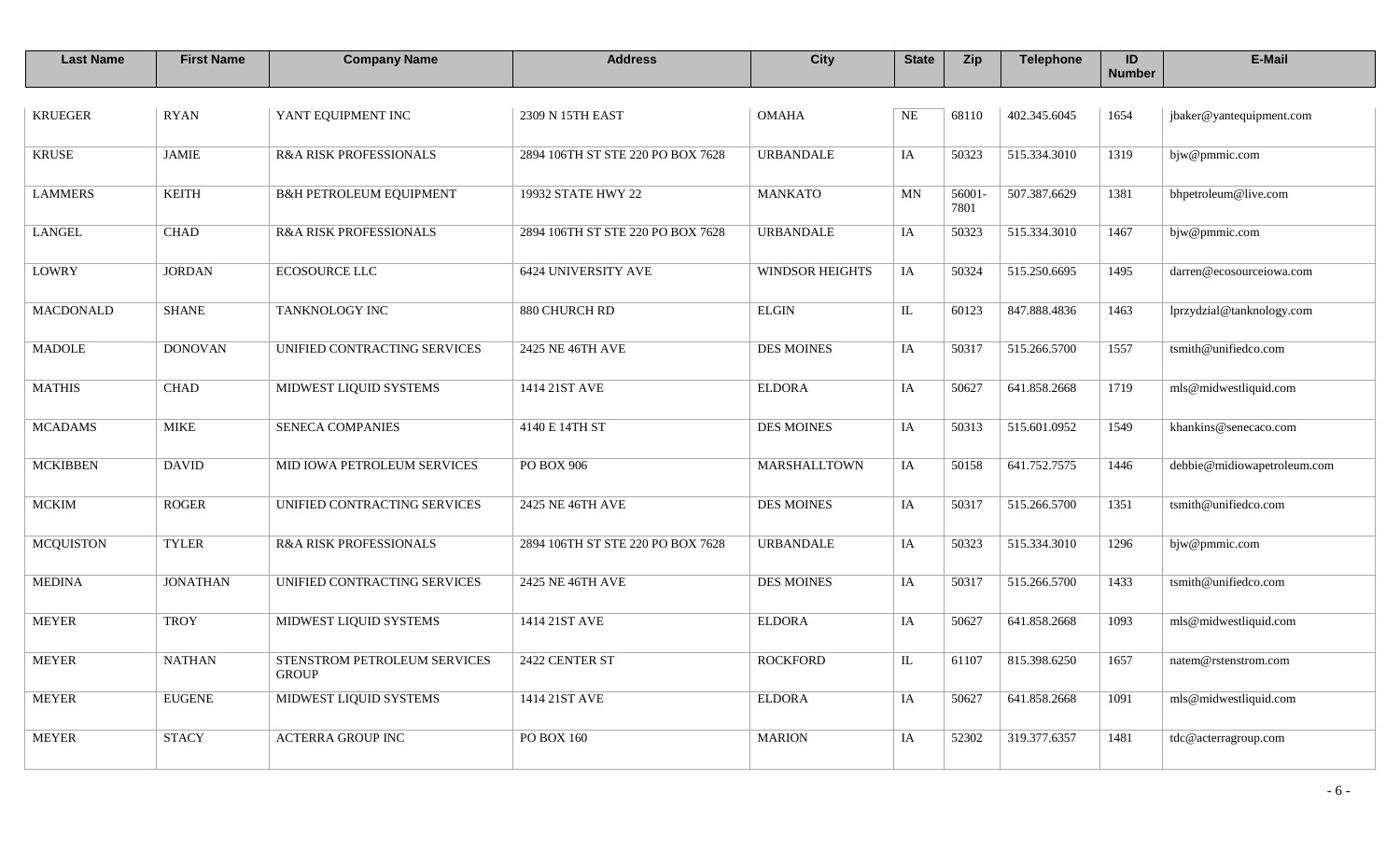| Last Name | First Name | Company Name | Address | City | State | Zip | Telephone | ID Number | E-Mail |
|---|---|---|---|---|---|---|---|---|---|
| KRUEGER | RYAN | YANT EQUIPMENT INC | 2309 N 15TH EAST | OMAHA | NE | 68110 | 402.345.6045 | 1654 | jbaker@yantequipment.com |
| KRUSE | JAMIE | R&A RISK PROFESSIONALS | 2894 106TH ST STE 220 PO BOX 7628 | URBANDALE | IA | 50323 | 515.334.3010 | 1319 | bjw@pmmic.com |
| LAMMERS | KEITH | B&H PETROLEUM EQUIPMENT | 19932 STATE HWY 22 | MANKATO | MN | 56001-7801 | 507.387.6629 | 1381 | bhpetroleum@live.com |
| LANGEL | CHAD | R&A RISK PROFESSIONALS | 2894 106TH ST STE 220 PO BOX 7628 | URBANDALE | IA | 50323 | 515.334.3010 | 1467 | bjw@pmmic.com |
| LOWRY | JORDAN | ECOSOURCE LLC | 6424 UNIVERSITY AVE | WINDSOR HEIGHTS | IA | 50324 | 515.250.6695 | 1495 | darren@ecosourceiowa.com |
| MACDONALD | SHANE | TANKNOLOGY INC | 880 CHURCH RD | ELGIN | IL | 60123 | 847.888.4836 | 1463 | lprzydzial@tanknology.com |
| MADOLE | DONOVAN | UNIFIED CONTRACTING SERVICES | 2425 NE 46TH AVE | DES MOINES | IA | 50317 | 515.266.5700 | 1557 | tsmith@unifiedco.com |
| MATHIS | CHAD | MIDWEST LIQUID SYSTEMS | 1414 21ST AVE | ELDORA | IA | 50627 | 641.858.2668 | 1719 | mls@midwestliquid.com |
| MCADAMS | MIKE | SENECA COMPANIES | 4140 E 14TH ST | DES MOINES | IA | 50313 | 515.601.0952 | 1549 | khankins@senecaco.com |
| MCKIBBEN | DAVID | MID IOWA PETROLEUM SERVICES | PO BOX 906 | MARSHALLTOWN | IA | 50158 | 641.752.7575 | 1446 | debbie@midiowapetroleum.com |
| MCKIM | ROGER | UNIFIED CONTRACTING SERVICES | 2425 NE 46TH AVE | DES MOINES | IA | 50317 | 515.266.5700 | 1351 | tsmith@unifiedco.com |
| MCQUISTON | TYLER | R&A RISK PROFESSIONALS | 2894 106TH ST STE 220 PO BOX 7628 | URBANDALE | IA | 50323 | 515.334.3010 | 1296 | bjw@pmmic.com |
| MEDINA | JONATHAN | UNIFIED CONTRACTING SERVICES | 2425 NE 46TH AVE | DES MOINES | IA | 50317 | 515.266.5700 | 1433 | tsmith@unifiedco.com |
| MEYER | TROY | MIDWEST LIQUID SYSTEMS | 1414 21ST AVE | ELDORA | IA | 50627 | 641.858.2668 | 1093 | mls@midwestliquid.com |
| MEYER | NATHAN | STENSTROM PETROLEUM SERVICES GROUP | 2422 CENTER ST | ROCKFORD | IL | 61107 | 815.398.6250 | 1657 | natem@rstenstrom.com |
| MEYER | EUGENE | MIDWEST LIQUID SYSTEMS | 1414 21ST AVE | ELDORA | IA | 50627 | 641.858.2668 | 1091 | mls@midwestliquid.com |
| MEYER | STACY | ACTERRA GROUP INC | PO BOX 160 | MARION | IA | 52302 | 319.377.6357 | 1481 | tdc@acterragroup.com |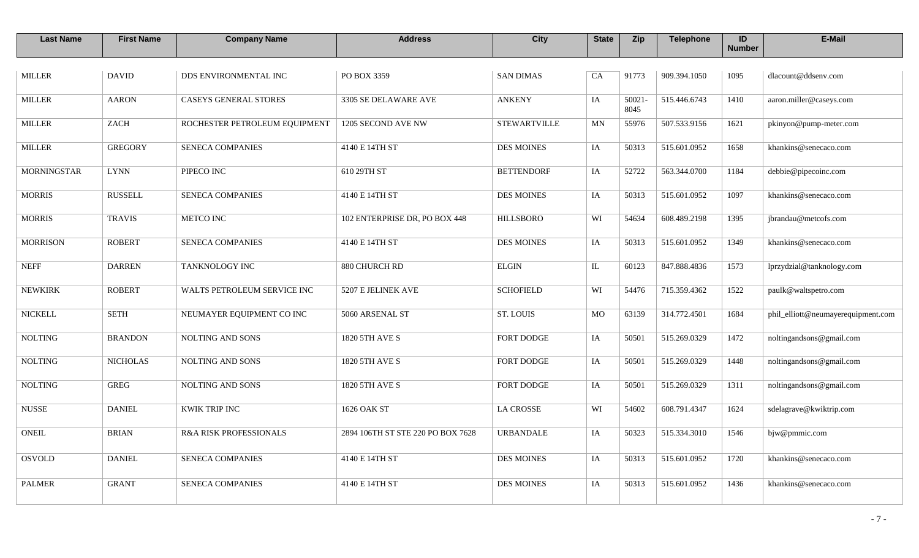| Last Name | First Name | Company Name | Address | City | State | Zip | Telephone | ID Number | E-Mail |
|---|---|---|---|---|---|---|---|---|---|
| MILLER | DAVID | DDS ENVIRONMENTAL INC | PO BOX 3359 | SAN DIMAS | CA | 91773 | 909.394.1050 | 1095 | dlacount@ddsenv.com |
| MILLER | AARON | CASEYS GENERAL STORES | 3305 SE DELAWARE AVE | ANKENY | IA | 50021-8045 | 515.446.6743 | 1410 | aaron.miller@caseys.com |
| MILLER | ZACH | ROCHESTER PETROLEUM EQUIPMENT | 1205 SECOND AVE NW | STEWARTVILLE | MN | 55976 | 507.533.9156 | 1621 | pkinyon@pump-meter.com |
| MILLER | GREGORY | SENECA COMPANIES | 4140 E 14TH ST | DES MOINES | IA | 50313 | 515.601.0952 | 1658 | khankins@senecaco.com |
| MORNINGSTAR | LYNN | PIPECO INC | 610 29TH ST | BETTENDORF | IA | 52722 | 563.344.0700 | 1184 | debbie@pipecoinc.com |
| MORRIS | RUSSELL | SENECA COMPANIES | 4140 E 14TH ST | DES MOINES | IA | 50313 | 515.601.0952 | 1097 | khankins@senecaco.com |
| MORRIS | TRAVIS | METCO INC | 102 ENTERPRISE DR, PO BOX 448 | HILLSBORO | WI | 54634 | 608.489.2198 | 1395 | jbrandau@metcofs.com |
| MORRISON | ROBERT | SENECA COMPANIES | 4140 E 14TH ST | DES MOINES | IA | 50313 | 515.601.0952 | 1349 | khankins@senecaco.com |
| NEFF | DARREN | TANKNOLOGY INC | 880 CHURCH RD | ELGIN | IL | 60123 | 847.888.4836 | 1573 | lprzydzial@tanknology.com |
| NEWKIRK | ROBERT | WALTS PETROLEUM SERVICE INC | 5207 E JELINEK AVE | SCHOFIELD | WI | 54476 | 715.359.4362 | 1522 | paulk@waltspetro.com |
| NICKELL | SETH | NEUMAYER EQUIPMENT CO INC | 5060 ARSENAL ST | ST. LOUIS | MO | 63139 | 314.772.4501 | 1684 | phil_elliott@neumayerequipment.com |
| NOLTING | BRANDON | NOLTING AND SONS | 1820 5TH AVE S | FORT DODGE | IA | 50501 | 515.269.0329 | 1472 | noltingandsons@gmail.com |
| NOLTING | NICHOLAS | NOLTING AND SONS | 1820 5TH AVE S | FORT DODGE | IA | 50501 | 515.269.0329 | 1448 | noltingandsons@gmail.com |
| NOLTING | GREG | NOLTING AND SONS | 1820 5TH AVE S | FORT DODGE | IA | 50501 | 515.269.0329 | 1311 | noltingandsons@gmail.com |
| NUSSE | DANIEL | KWIK TRIP INC | 1626 OAK ST | LA CROSSE | WI | 54602 | 608.791.4347 | 1624 | sdelagrave@kwiktrip.com |
| ONEIL | BRIAN | R&A RISK PROFESSIONALS | 2894 106TH ST STE 220 PO BOX 7628 | URBANDALE | IA | 50323 | 515.334.3010 | 1546 | bjw@pmmic.com |
| OSVOLD | DANIEL | SENECA COMPANIES | 4140 E 14TH ST | DES MOINES | IA | 50313 | 515.601.0952 | 1720 | khankins@senecaco.com |
| PALMER | GRANT | SENECA COMPANIES | 4140 E 14TH ST | DES MOINES | IA | 50313 | 515.601.0952 | 1436 | khankins@senecaco.com |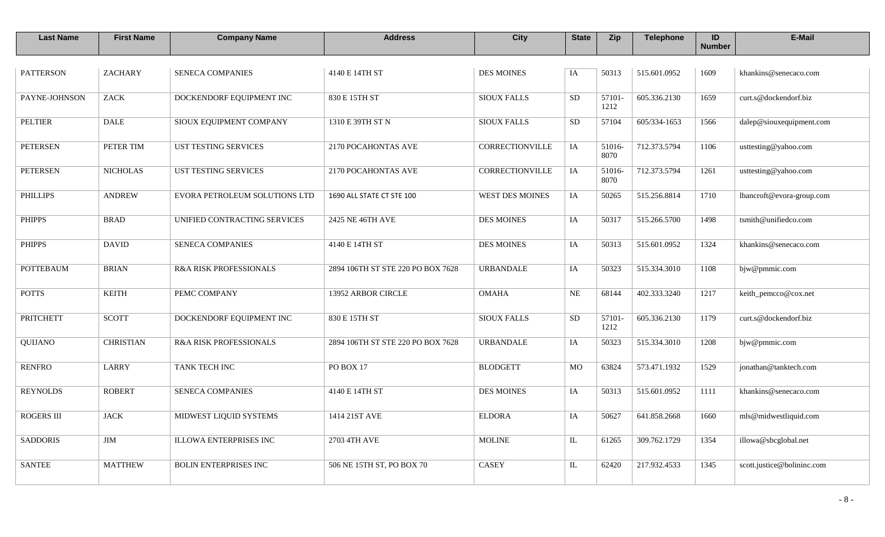| Last Name | First Name | Company Name | Address | City | State | Zip | Telephone | ID Number | E-Mail |
|---|---|---|---|---|---|---|---|---|---|
| PATTERSON | ZACHARY | SENECA COMPANIES | 4140 E 14TH ST | DES MOINES | IA | 50313 | 515.601.0952 | 1609 | khankins@senecaco.com |
| PAYNE-JOHNSON | ZACK | DOCKENDORF EQUIPMENT INC | 830 E 15TH ST | SIOUX FALLS | SD | 57101-1212 | 605.336.2130 | 1659 | curt.s@dockendorf.biz |
| PELTIER | DALE | SIOUX EQUIPMENT COMPANY | 1310 E 39TH ST N | SIOUX FALLS | SD | 57104 | 605/334-1653 | 1566 | dalep@siouxequipment.com |
| PETERSEN | PETER TIM | UST TESTING SERVICES | 2170 POCAHONTAS AVE | CORRECTIONVILLE | IA | 51016-8070 | 712.373.5794 | 1106 | usttesting@yahoo.com |
| PETERSEN | NICHOLAS | UST TESTING SERVICES | 2170 POCAHONTAS AVE | CORRECTIONVILLE | IA | 51016-8070 | 712.373.5794 | 1261 | usttesting@yahoo.com |
| PHILLIPS | ANDREW | EVORA PETROLEUM SOLUTIONS LTD | 1690 ALL STATE CT STE 100 | WEST DES MOINES | IA | 50265 | 515.256.8814 | 1710 | lbancroft@evora-group.com |
| PHIPPS | BRAD | UNIFIED CONTRACTING SERVICES | 2425 NE 46TH AVE | DES MOINES | IA | 50317 | 515.266.5700 | 1498 | tsmith@unifiedco.com |
| PHIPPS | DAVID | SENECA COMPANIES | 4140 E 14TH ST | DES MOINES | IA | 50313 | 515.601.0952 | 1324 | khankins@senecaco.com |
| POTTEBAUM | BRIAN | R&A RISK PROFESSIONALS | 2894 106TH ST STE 220 PO BOX 7628 | URBANDALE | IA | 50323 | 515.334.3010 | 1108 | bjw@pmmic.com |
| POTTS | KEITH | PEMC COMPANY | 13952 ARBOR CIRCLE | OMAHA | NE | 68144 | 402.333.3240 | 1217 | keith_pemcco@cox.net |
| PRITCHETT | SCOTT | DOCKENDORF EQUIPMENT INC | 830 E 15TH ST | SIOUX FALLS | SD | 57101-1212 | 605.336.2130 | 1179 | curt.s@dockendorf.biz |
| QUIJANO | CHRISTIAN | R&A RISK PROFESSIONALS | 2894 106TH ST STE 220 PO BOX 7628 | URBANDALE | IA | 50323 | 515.334.3010 | 1208 | bjw@pmmic.com |
| RENFRO | LARRY | TANK TECH INC | PO BOX 17 | BLODGETT | MO | 63824 | 573.471.1932 | 1529 | jonathan@tanktech.com |
| REYNOLDS | ROBERT | SENECA COMPANIES | 4140 E 14TH ST | DES MOINES | IA | 50313 | 515.601.0952 | 1111 | khankins@senecaco.com |
| ROGERS III | JACK | MIDWEST LIQUID SYSTEMS | 1414 21ST AVE | ELDORA | IA | 50627 | 641.858.2668 | 1660 | mls@midwestliquid.com |
| SADDORIS | JIM | ILLOWA ENTERPRISES INC | 2703 4TH AVE | MOLINE | IL | 61265 | 309.762.1729 | 1354 | illowa@sbcglobal.net |
| SANTEE | MATTHEW | BOLIN ENTERPRISES INC | 506 NE 15TH ST, PO BOX 70 | CASEY | IL | 62420 | 217.932.4533 | 1345 | scott.justice@bolininc.com |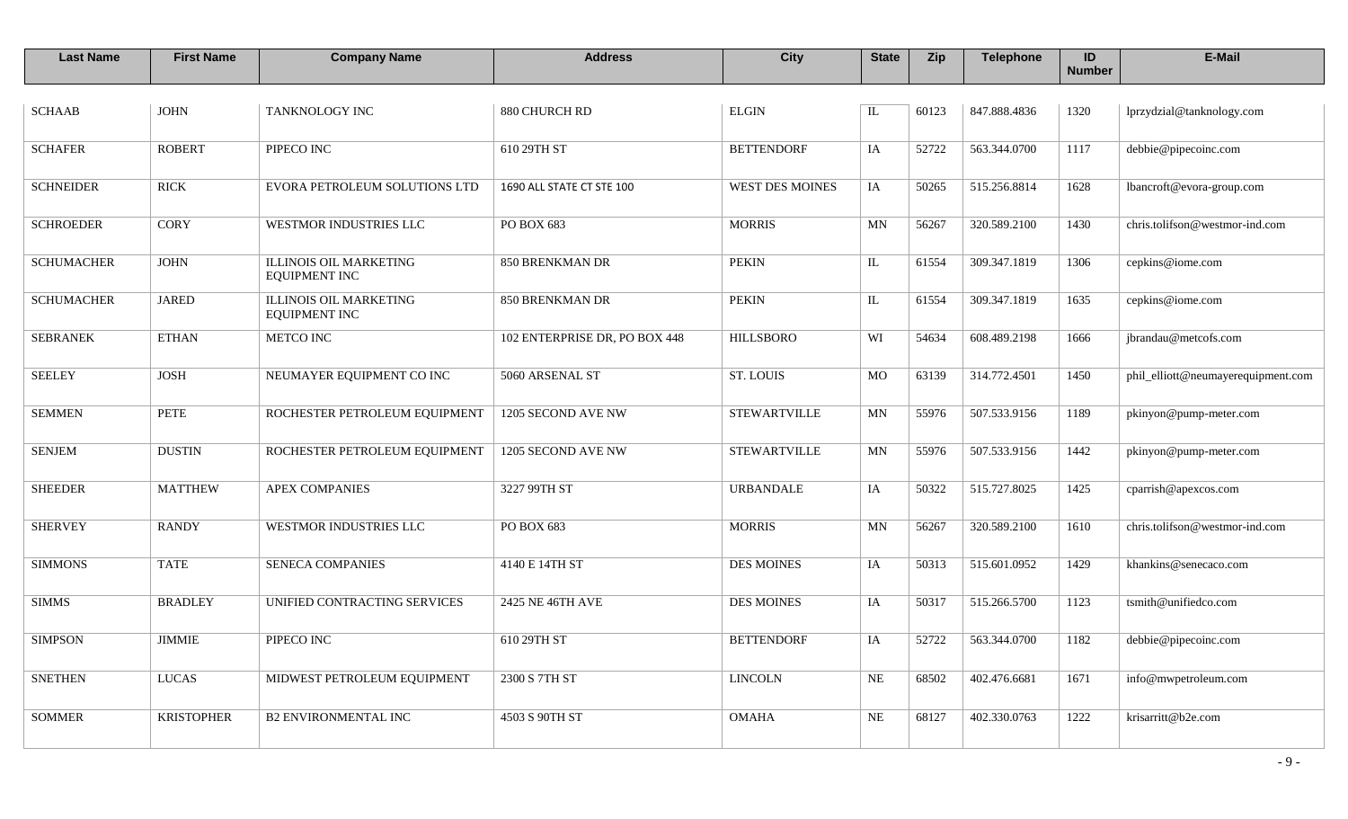| Last Name | First Name | Company Name | Address | City | State | Zip | Telephone | ID Number | E-Mail |
|---|---|---|---|---|---|---|---|---|---|
| SCHAAB | JOHN | TANKNOLOGY INC | 880 CHURCH RD | ELGIN | IL | 60123 | 847.888.4836 | 1320 | lprzydzial@tanknology.com |
| SCHAFER | ROBERT | PIPECO INC | 610 29TH ST | BETTENDORF | IA | 52722 | 563.344.0700 | 1117 | debbie@pipecoinc.com |
| SCHNEIDER | RICK | EVORA PETROLEUM SOLUTIONS LTD | 1690 ALL STATE CT STE 100 | WEST DES MOINES | IA | 50265 | 515.256.8814 | 1628 | lbancroft@evora-group.com |
| SCHROEDER | CORY | WESTMOR INDUSTRIES LLC | PO BOX 683 | MORRIS | MN | 56267 | 320.589.2100 | 1430 | chris.tolifson@westmor-ind.com |
| SCHUMACHER | JOHN | ILLINOIS OIL MARKETING EQUIPMENT INC | 850 BRENKMAN DR | PEKIN | IL | 61554 | 309.347.1819 | 1306 | cepkins@iome.com |
| SCHUMACHER | JARED | ILLINOIS OIL MARKETING EQUIPMENT INC | 850 BRENKMAN DR | PEKIN | IL | 61554 | 309.347.1819 | 1635 | cepkins@iome.com |
| SEBRANEK | ETHAN | METCO INC | 102 ENTERPRISE DR, PO BOX 448 | HILLSBORO | WI | 54634 | 608.489.2198 | 1666 | jbrandau@metcofs.com |
| SEELEY | JOSH | NEUMAYER EQUIPMENT CO INC | 5060 ARSENAL ST | ST. LOUIS | MO | 63139 | 314.772.4501 | 1450 | phil_elliott@neumayerequipment.com |
| SEMMEN | PETE | ROCHESTER PETROLEUM EQUIPMENT | 1205 SECOND AVE NW | STEWARTVILLE | MN | 55976 | 507.533.9156 | 1189 | pkinyon@pump-meter.com |
| SENJEM | DUSTIN | ROCHESTER PETROLEUM EQUIPMENT | 1205 SECOND AVE NW | STEWARTVILLE | MN | 55976 | 507.533.9156 | 1442 | pkinyon@pump-meter.com |
| SHEEDER | MATTHEW | APEX COMPANIES | 3227 99TH ST | URBANDALE | IA | 50322 | 515.727.8025 | 1425 | cparrish@apexcos.com |
| SHERVEY | RANDY | WESTMOR INDUSTRIES LLC | PO BOX 683 | MORRIS | MN | 56267 | 320.589.2100 | 1610 | chris.tolifson@westmor-ind.com |
| SIMMONS | TATE | SENECA COMPANIES | 4140 E 14TH ST | DES MOINES | IA | 50313 | 515.601.0952 | 1429 | khankins@senecaco.com |
| SIMMS | BRADLEY | UNIFIED CONTRACTING SERVICES | 2425 NE 46TH AVE | DES MOINES | IA | 50317 | 515.266.5700 | 1123 | tsmith@unifiedco.com |
| SIMPSON | JIMMIE | PIPECO INC | 610 29TH ST | BETTENDORF | IA | 52722 | 563.344.0700 | 1182 | debbie@pipecoinc.com |
| SNETHEN | LUCAS | MIDWEST PETROLEUM EQUIPMENT | 2300 S 7TH ST | LINCOLN | NE | 68502 | 402.476.6681 | 1671 | info@mwpetroleum.com |
| SOMMER | KRISTOPHER | B2 ENVIRONMENTAL INC | 4503 S 90TH ST | OMAHA | NE | 68127 | 402.330.0763 | 1222 | krisarritt@b2e.com |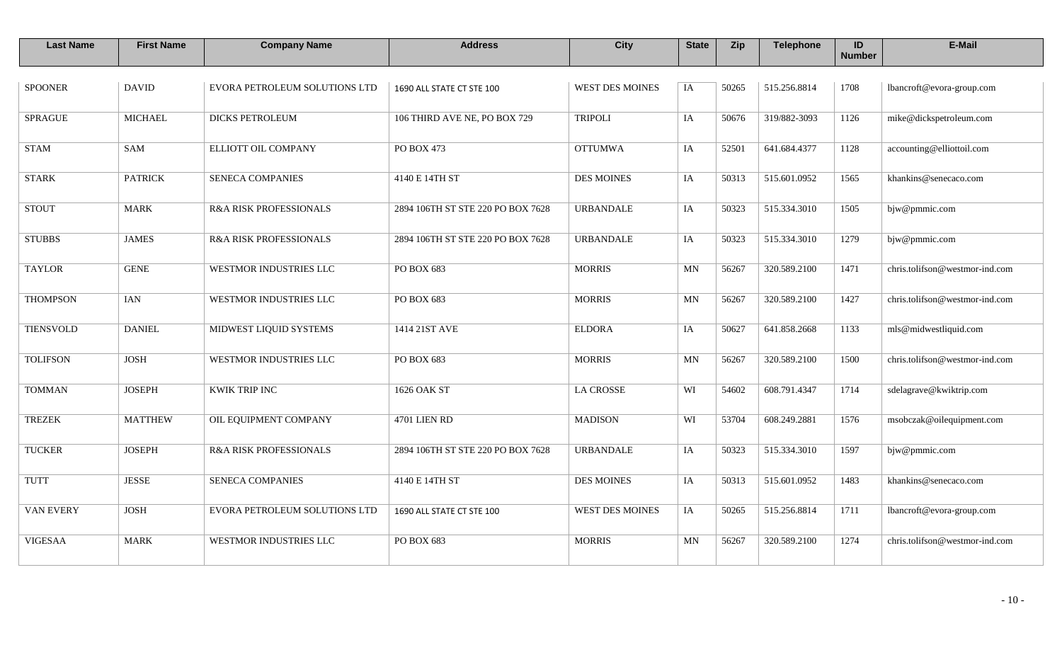| Last Name | First Name | Company Name | Address | City | State | Zip | Telephone | ID Number | E-Mail |
|---|---|---|---|---|---|---|---|---|---|
| SPOONER | DAVID | EVORA PETROLEUM SOLUTIONS LTD | 1690 ALL STATE CT STE 100 | WEST DES MOINES | IA | 50265 | 515.256.8814 | 1708 | lbancroft@evora-group.com |
| SPRAGUE | MICHAEL | DICKS PETROLEUM | 106 THIRD AVE NE, PO BOX 729 | TRIPOLI | IA | 50676 | 319/882-3093 | 1126 | mike@dickspetroleum.com |
| STAM | SAM | ELLIOTT OIL COMPANY | PO BOX 473 | OTTUMWA | IA | 52501 | 641.684.4377 | 1128 | accounting@elliottoil.com |
| STARK | PATRICK | SENECA COMPANIES | 4140 E 14TH ST | DES MOINES | IA | 50313 | 515.601.0952 | 1565 | khankins@senecaco.com |
| STOUT | MARK | R&A RISK PROFESSIONALS | 2894 106TH ST STE 220 PO BOX 7628 | URBANDALE | IA | 50323 | 515.334.3010 | 1505 | bjw@pmmic.com |
| STUBBS | JAMES | R&A RISK PROFESSIONALS | 2894 106TH ST STE 220 PO BOX 7628 | URBANDALE | IA | 50323 | 515.334.3010 | 1279 | bjw@pmmic.com |
| TAYLOR | GENE | WESTMOR INDUSTRIES LLC | PO BOX 683 | MORRIS | MN | 56267 | 320.589.2100 | 1471 | chris.tolifson@westmor-ind.com |
| THOMPSON | IAN | WESTMOR INDUSTRIES LLC | PO BOX 683 | MORRIS | MN | 56267 | 320.589.2100 | 1427 | chris.tolifson@westmor-ind.com |
| TIENSVOLD | DANIEL | MIDWEST LIQUID SYSTEMS | 1414 21ST AVE | ELDORA | IA | 50627 | 641.858.2668 | 1133 | mls@midwestliquid.com |
| TOLIFSON | JOSH | WESTMOR INDUSTRIES LLC | PO BOX 683 | MORRIS | MN | 56267 | 320.589.2100 | 1500 | chris.tolifson@westmor-ind.com |
| TOMMAN | JOSEPH | KWIK TRIP INC | 1626 OAK ST | LA CROSSE | WI | 54602 | 608.791.4347 | 1714 | sdelagrave@kwiktrip.com |
| TREZEK | MATTHEW | OIL EQUIPMENT COMPANY | 4701 LIEN RD | MADISON | WI | 53704 | 608.249.2881 | 1576 | msobczak@oilequipment.com |
| TUCKER | JOSEPH | R&A RISK PROFESSIONALS | 2894 106TH ST STE 220 PO BOX 7628 | URBANDALE | IA | 50323 | 515.334.3010 | 1597 | bjw@pmmic.com |
| TUTT | JESSE | SENECA COMPANIES | 4140 E 14TH ST | DES MOINES | IA | 50313 | 515.601.0952 | 1483 | khankins@senecaco.com |
| VAN EVERY | JOSH | EVORA PETROLEUM SOLUTIONS LTD | 1690 ALL STATE CT STE 100 | WEST DES MOINES | IA | 50265 | 515.256.8814 | 1711 | lbancroft@evora-group.com |
| VIGESAA | MARK | WESTMOR INDUSTRIES LLC | PO BOX 683 | MORRIS | MN | 56267 | 320.589.2100 | 1274 | chris.tolifson@westmor-ind.com |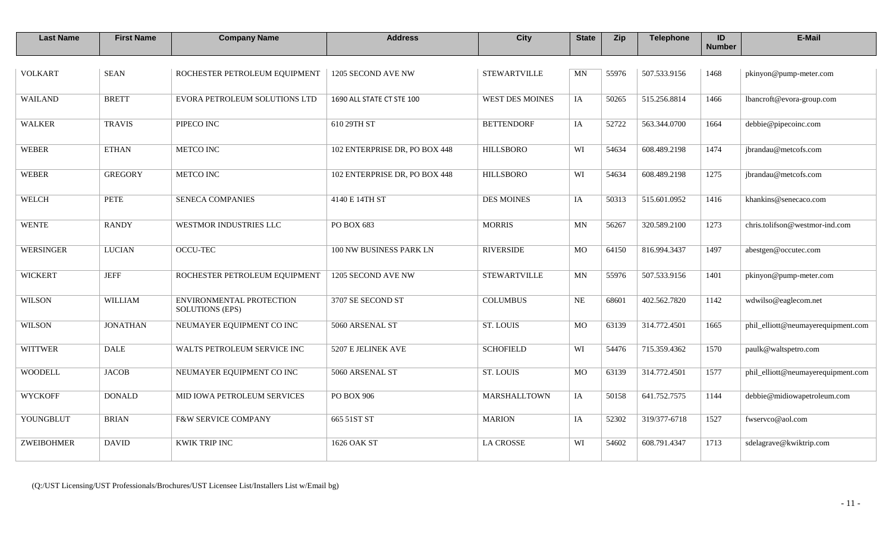| Last Name | First Name | Company Name | Address | City | State | Zip | Telephone | ID Number | E-Mail |
|---|---|---|---|---|---|---|---|---|---|
| VOLKART | SEAN | ROCHESTER PETROLEUM EQUIPMENT | 1205 SECOND AVE NW | STEWARTVILLE | MN | 55976 | 507.533.9156 | 1468 | pkinyon@pump-meter.com |
| WAILAND | BRETT | EVORA PETROLEUM SOLUTIONS LTD | 1690 ALL STATE CT STE 100 | WEST DES MOINES | IA | 50265 | 515.256.8814 | 1466 | lbancroft@evora-group.com |
| WALKER | TRAVIS | PIPECO INC | 610 29TH ST | BETTENDORF | IA | 52722 | 563.344.0700 | 1664 | debbie@pipecoinc.com |
| WEBER | ETHAN | METCO INC | 102 ENTERPRISE DR, PO BOX 448 | HILLSBORO | WI | 54634 | 608.489.2198 | 1474 | jbrandau@metcofs.com |
| WEBER | GREGORY | METCO INC | 102 ENTERPRISE DR, PO BOX 448 | HILLSBORO | WI | 54634 | 608.489.2198 | 1275 | jbrandau@metcofs.com |
| WELCH | PETE | SENECA COMPANIES | 4140 E 14TH ST | DES MOINES | IA | 50313 | 515.601.0952 | 1416 | khankins@senecaco.com |
| WENTE | RANDY | WESTMOR INDUSTRIES LLC | PO BOX 683 | MORRIS | MN | 56267 | 320.589.2100 | 1273 | chris.tolifson@westmor-ind.com |
| WERSINGER | LUCIAN | OCCU-TEC | 100 NW BUSINESS PARK LN | RIVERSIDE | MO | 64150 | 816.994.3437 | 1497 | abestgen@occutec.com |
| WICKERT | JEFF | ROCHESTER PETROLEUM EQUIPMENT | 1205 SECOND AVE NW | STEWARTVILLE | MN | 55976 | 507.533.9156 | 1401 | pkinyon@pump-meter.com |
| WILSON | WILLIAM | ENVIRONMENTAL PROTECTION SOLUTIONS (EPS) | 3707 SE SECOND ST | COLUMBUS | NE | 68601 | 402.562.7820 | 1142 | wdwilso@eaglecom.net |
| WILSON | JONATHAN | NEUMAYER EQUIPMENT CO INC | 5060 ARSENAL ST | ST. LOUIS | MO | 63139 | 314.772.4501 | 1665 | phil_elliott@neumayerequipment.com |
| WITTWER | DALE | WALTS PETROLEUM SERVICE INC | 5207 E JELINEK AVE | SCHOFIELD | WI | 54476 | 715.359.4362 | 1570 | paulk@waltspetro.com |
| WOODELL | JACOB | NEUMAYER EQUIPMENT CO INC | 5060 ARSENAL ST | ST. LOUIS | MO | 63139 | 314.772.4501 | 1577 | phil_elliott@neumayerequipment.com |
| WYCKOFF | DONALD | MID IOWA PETROLEUM SERVICES | PO BOX 906 | MARSHALLTOWN | IA | 50158 | 641.752.7575 | 1144 | debbie@midiowapetroleum.com |
| YOUNGBLUT | BRIAN | F&W SERVICE COMPANY | 665 51ST ST | MARION | IA | 52302 | 319/377-6718 | 1527 | fwservco@aol.com |
| ZWEIBOHMER | DAVID | KWIK TRIP INC | 1626 OAK ST | LA CROSSE | WI | 54602 | 608.791.4347 | 1713 | sdelagrave@kwiktrip.com |

(Q:/UST Licensing/UST Professionals/Brochures/UST Licensee List/Installers List w/Email bg)